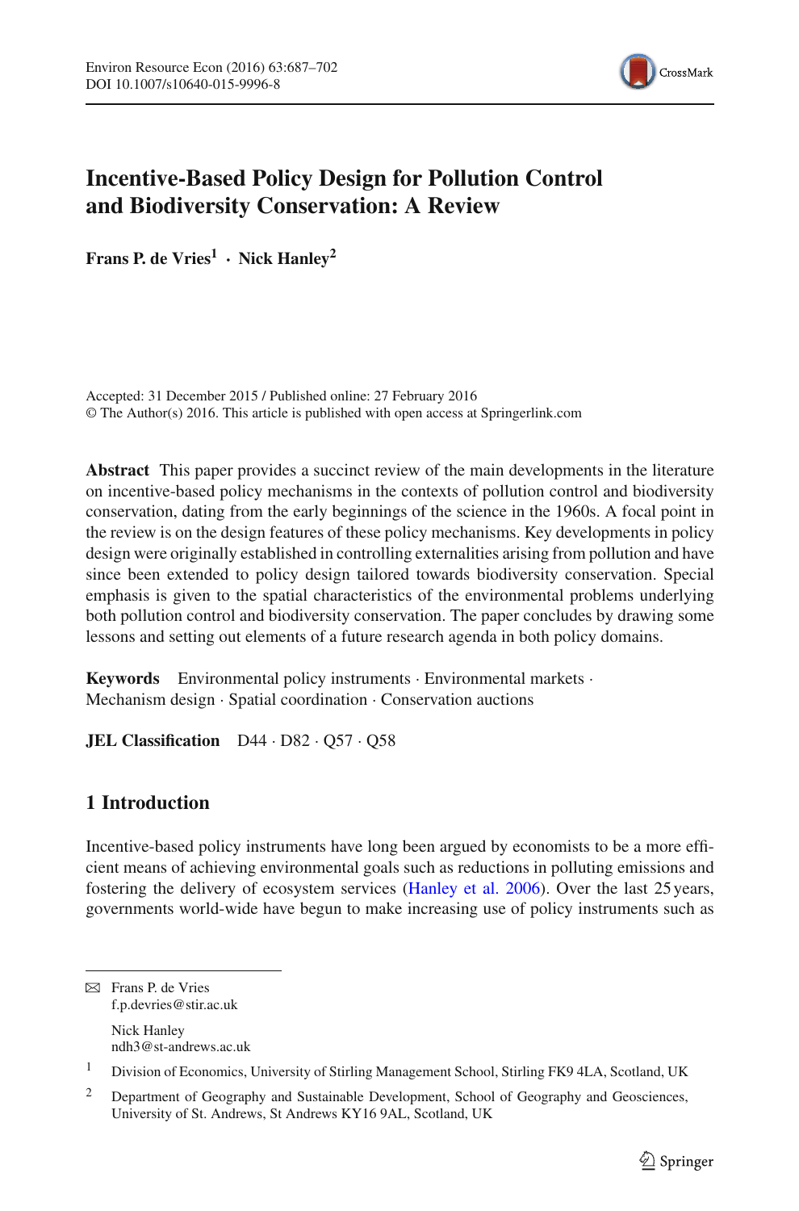# Incentive-Based Policy Design for Pollution Control and Biodiversity Conservation: A Review

**Frans P. de Vries[1] · Nick Hanley[2]**

Accepted: 31 December 2015 / Published online: 27 February 2016
© The Author(s) 2016. This article is published with open access at Springerlink.com

**Abstract** This paper provides a succinct review of the main developments in the literature on incentive-based policy mechanisms in the contexts of pollution control and biodiversity conservation, dating from the early beginnings of the science in the 1960s. A focal point in the review is on the design features of these policy mechanisms. Key developments in policy design were originally established in controlling externalities arising from pollution and have since been extended to policy design tailored towards biodiversity conservation. Special emphasis is given to the spatial characteristics of the environmental problems underlying both pollution control and biodiversity conservation. The paper concludes by drawing some lessons and setting out elements of a future research agenda in both policy domains.

**Keywords** Environmental policy instruments · Environmental markets · Mechanism design · Spatial coordination · Conservation auctions

**JEL Classification** D44 · D82 · Q57 · Q58

## 1 Introduction

Incentive-based policy instruments have long been argued by economists to be a more efficient means of achieving environmental goals such as reductions in polluting emissions and fostering the delivery of ecosystem services (Hanley et al. 2006). Over the last 25 years, governments world-wide have begun to make increasing use of policy instruments such as

---

✉ Frans P. de Vries
f.p.devries@stir.ac.uk

Nick Hanley
ndh3@st-andrews.ac.uk

[1] Division of Economics, University of Stirling Management School, Stirling FK9 4LA, Scotland, UK

[2] Department of Geography and Sustainable Development, School of Geography and Geosciences, University of St. Andrews, St Andrews KY16 9AL, Scotland, UK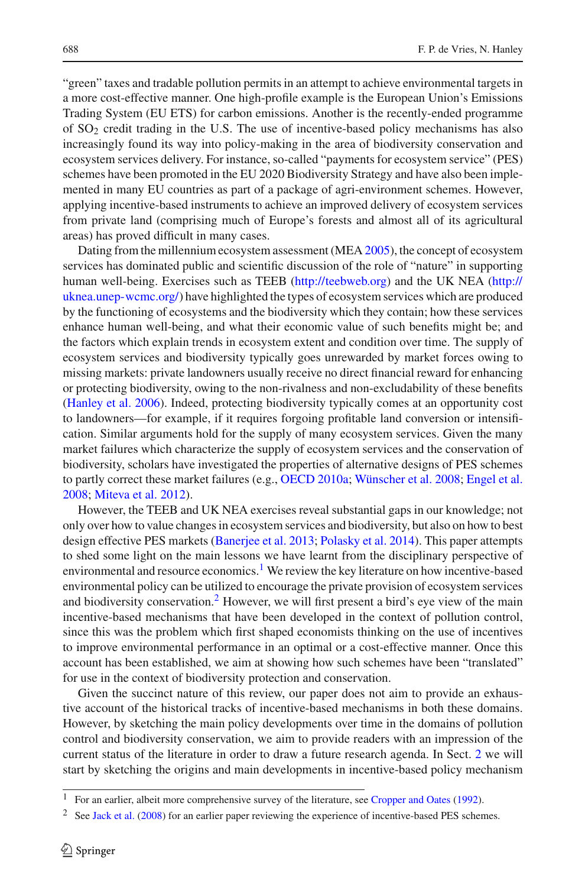"green" taxes and tradable pollution permits in an attempt to achieve environmental targets in a more cost-effective manner. One high-profile example is the European Union's Emissions Trading System (EU ETS) for carbon emissions. Another is the recently-ended programme of $SO_2$ credit trading in the U.S. The use of incentive-based policy mechanisms has also increasingly found its way into policy-making in the area of biodiversity conservation and ecosystem services delivery. For instance, so-called "payments for ecosystem service" (PES) schemes have been promoted in the EU 2020 Biodiversity Strategy and have also been implemented in many EU countries as part of a package of agri-environment schemes. However, applying incentive-based instruments to achieve an improved delivery of ecosystem services from private land (comprising much of Europe's forests and almost all of its agricultural areas) has proved difficult in many cases.

Dating from the millennium ecosystem assessment (MEA 2005), the concept of ecosystem services has dominated public and scientific discussion of the role of "nature" in supporting human well-being. Exercises such as TEEB (http://teebweb.org) and the UK NEA (http://uknea.unep-wcmc.org/) have highlighted the types of ecosystem services which are produced by the functioning of ecosystems and the biodiversity which they contain; how these services enhance human well-being, and what their economic value of such benefits might be; and the factors which explain trends in ecosystem extent and condition over time. The supply of ecosystem services and biodiversity typically goes unrewarded by market forces owing to missing markets: private landowners usually receive no direct financial reward for enhancing or protecting biodiversity, owing to the non-rivalness and non-excludability of these benefits (Hanley et al. 2006). Indeed, protecting biodiversity typically comes at an opportunity cost to landowners—for example, if it requires forgoing profitable land conversion or intensification. Similar arguments hold for the supply of many ecosystem services. Given the many market failures which characterize the supply of ecosystem services and the conservation of biodiversity, scholars have investigated the properties of alternative designs of PES schemes to partly correct these market failures (e.g., OECD 2010a; Wünscher et al. 2008; Engel et al. 2008; Miteva et al. 2012).

However, the TEEB and UK NEA exercises reveal substantial gaps in our knowledge; not only over how to value changes in ecosystem services and biodiversity, but also on how to best design effective PES markets (Banerjee et al. 2013; Polasky et al. 2014). This paper attempts to shed some light on the main lessons we have learnt from the disciplinary perspective of environmental and resource economics.[1] We review the key literature on how incentive-based environmental policy can be utilized to encourage the private provision of ecosystem services and biodiversity conservation.[2] However, we will first present a bird's eye view of the main incentive-based mechanisms that have been developed in the context of pollution control, since this was the problem which first shaped economists thinking on the use of incentives to improve environmental performance in an optimal or a cost-effective manner. Once this account has been established, we aim at showing how such schemes have been "translated" for use in the context of biodiversity protection and conservation.

Given the succinct nature of this review, our paper does not aim to provide an exhaustive account of the historical tracks of incentive-based mechanisms in both these domains. However, by sketching the main policy developments over time in the domains of pollution control and biodiversity conservation, we aim to provide readers with an impression of the current status of the literature in order to draw a future research agenda. In Sect. 2 we will start by sketching the origins and main developments in incentive-based policy mechanism

[1] For an earlier, albeit more comprehensive survey of the literature, see Cropper and Oates (1992).

[2] See Jack et al. (2008) for an earlier paper reviewing the experience of incentive-based PES schemes.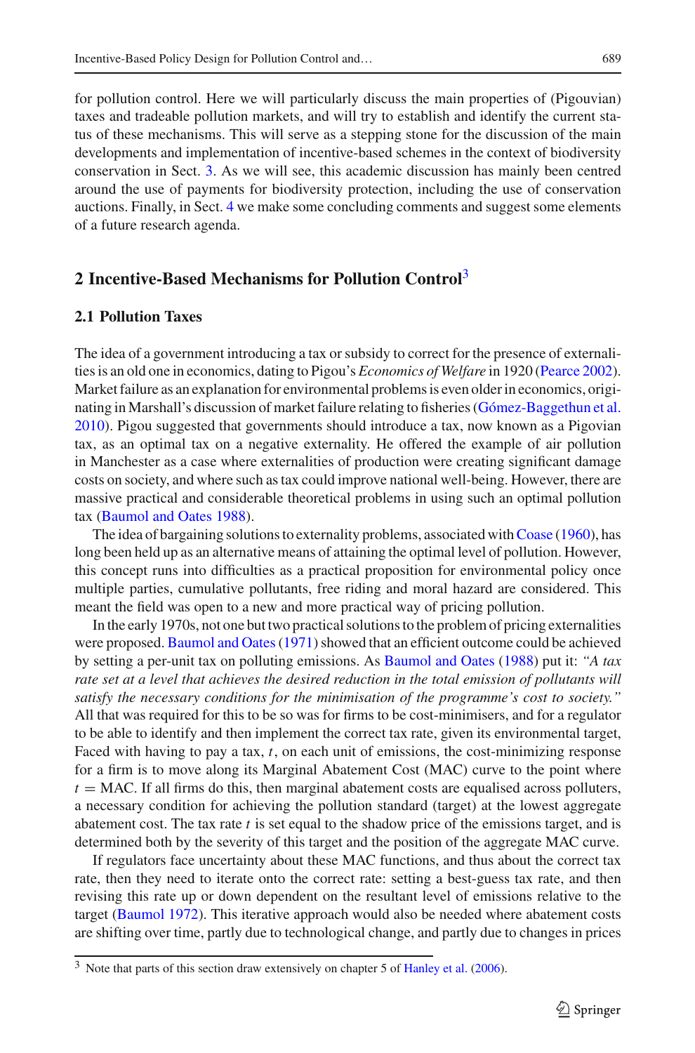for pollution control. Here we will particularly discuss the main properties of (Pigouvian) taxes and tradeable pollution markets, and will try to establish and identify the current status of these mechanisms. This will serve as a stepping stone for the discussion of the main developments and implementation of incentive-based schemes in the context of biodiversity conservation in Sect. 3. As we will see, this academic discussion has mainly been centred around the use of payments for biodiversity protection, including the use of conservation auctions. Finally, in Sect. 4 we make some concluding comments and suggest some elements of a future research agenda.

## 2 Incentive-Based Mechanisms for Pollution Control[3]

### 2.1 Pollution Taxes

The idea of a government introducing a tax or subsidy to correct for the presence of externalities is an old one in economics, dating to Pigou's *Economics of Welfare* in 1920 (Pearce 2002). Market failure as an explanation for environmental problems is even older in economics, originating in Marshall's discussion of market failure relating to fisheries (Gómez-Baggethun et al. 2010). Pigou suggested that governments should introduce a tax, now known as a Pigovian tax, as an optimal tax on a negative externality. He offered the example of air pollution in Manchester as a case where externalities of production were creating significant damage costs on society, and where such as tax could improve national well-being. However, there are massive practical and considerable theoretical problems in using such an optimal pollution tax (Baumol and Oates 1988).

The idea of bargaining solutions to externality problems, associated with Coase (1960), has long been held up as an alternative means of attaining the optimal level of pollution. However, this concept runs into difficulties as a practical proposition for environmental policy once multiple parties, cumulative pollutants, free riding and moral hazard are considered. This meant the field was open to a new and more practical way of pricing pollution.

In the early 1970s, not one but two practical solutions to the problem of pricing externalities were proposed. Baumol and Oates (1971) showed that an efficient outcome could be achieved by setting a per-unit tax on polluting emissions. As Baumol and Oates (1988) put it: *"A tax rate set at a level that achieves the desired reduction in the total emission of pollutants will satisfy the necessary conditions for the minimisation of the programme's cost to society."* All that was required for this to be so was for firms to be cost-minimisers, and for a regulator to be able to identify and then implement the correct tax rate, given its environmental target, Faced with having to pay a tax, $t$, on each unit of emissions, the cost-minimizing response for a firm is to move along its Marginal Abatement Cost (MAC) curve to the point where $t = \text{MAC}$. If all firms do this, then marginal abatement costs are equalised across polluters, a necessary condition for achieving the pollution standard (target) at the lowest aggregate abatement cost. The tax rate $t$ is set equal to the shadow price of the emissions target, and is determined both by the severity of this target and the position of the aggregate MAC curve.

If regulators face uncertainty about these MAC functions, and thus about the correct tax rate, then they need to iterate onto the correct rate: setting a best-guess tax rate, and then revising this rate up or down dependent on the resultant level of emissions relative to the target (Baumol 1972). This iterative approach would also be needed where abatement costs are shifting over time, partly due to technological change, and partly due to changes in prices

[3] Note that parts of this section draw extensively on chapter 5 of Hanley et al. (2006).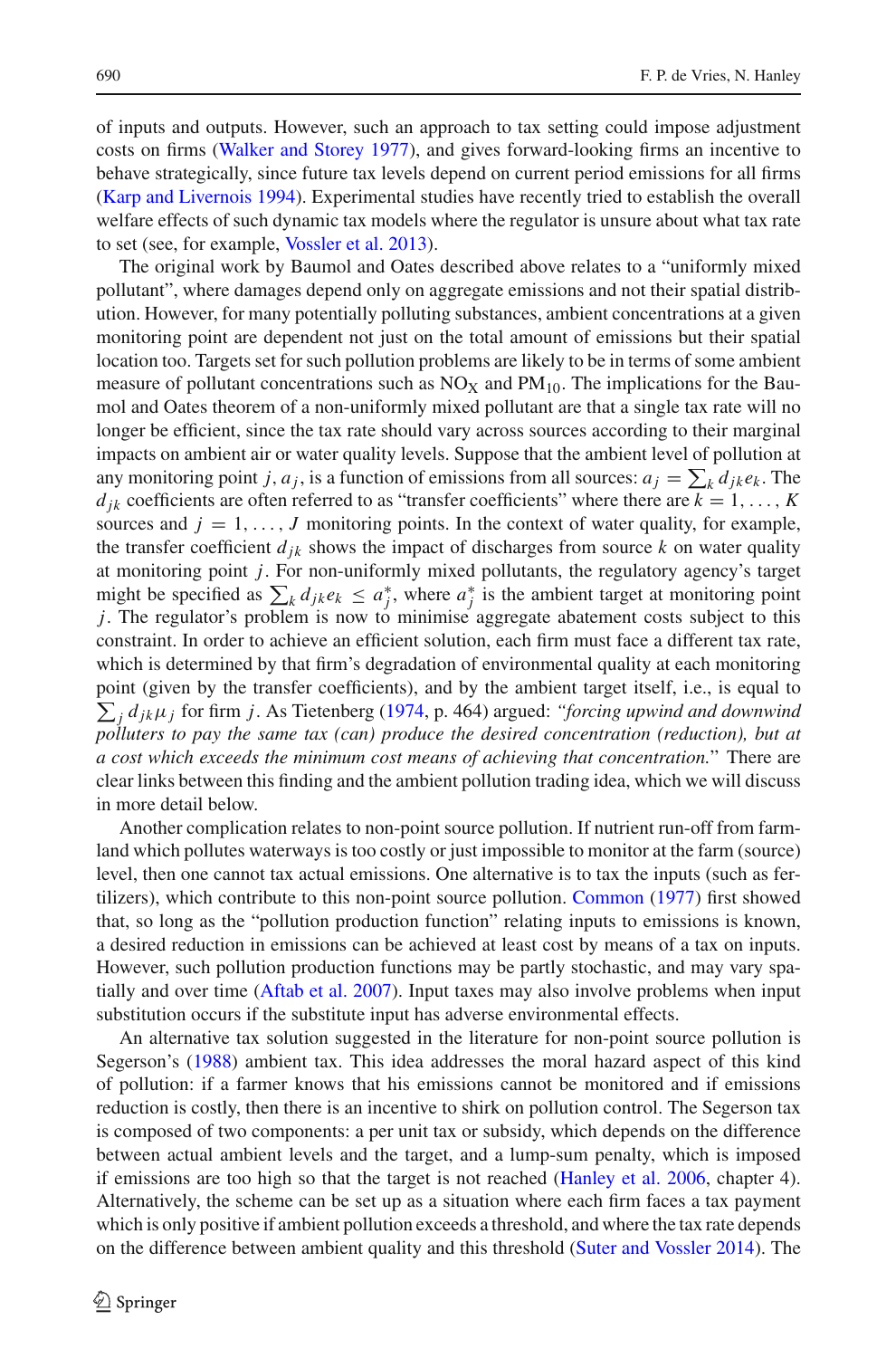of inputs and outputs. However, such an approach to tax setting could impose adjustment costs on firms (Walker and Storey 1977), and gives forward-looking firms an incentive to behave strategically, since future tax levels depend on current period emissions for all firms (Karp and Livernois 1994). Experimental studies have recently tried to establish the overall welfare effects of such dynamic tax models where the regulator is unsure about what tax rate to set (see, for example, Vossler et al. 2013).

The original work by Baumol and Oates described above relates to a "uniformly mixed pollutant", where damages depend only on aggregate emissions and not their spatial distribution. However, for many potentially polluting substances, ambient concentrations at a given monitoring point are dependent not just on the total amount of emissions but their spatial location too. Targets set for such pollution problems are likely to be in terms of some ambient measure of pollutant concentrations such as $NO_X$ and $PM_{10}$. The implications for the Baumol and Oates theorem of a non-uniformly mixed pollutant are that a single tax rate will no longer be efficient, since the tax rate should vary across sources according to their marginal impacts on ambient air or water quality levels. Suppose that the ambient level of pollution at any monitoring point $j$, $a_j$, is a function of emissions from all sources: $a_j = \sum_k d_{jk} e_k$. The $d_{jk}$ coefficients are often referred to as "transfer coefficients" where there are $k = 1, \ldots, K$ sources and $j = 1, \ldots, J$ monitoring points. In the context of water quality, for example, the transfer coefficient $d_{jk}$ shows the impact of discharges from source $k$ on water quality at monitoring point $j$. For non-uniformly mixed pollutants, the regulatory agency's target might be specified as $\sum_k d_{jk} e_k \leq a_j^*$, where $a_j^*$ is the ambient target at monitoring point $j$. The regulator's problem is now to minimise aggregate abatement costs subject to this constraint. In order to achieve an efficient solution, each firm must face a different tax rate, which is determined by that firm's degradation of environmental quality at each monitoring point (given by the transfer coefficients), and by the ambient target itself, i.e., is equal to $\sum_j d_{jk} \mu_j$ for firm $j$. As Tietenberg (1974, p. 464) argued: *"forcing upwind and downwind polluters to pay the same tax (can) produce the desired concentration (reduction), but at a cost which exceeds the minimum cost means of achieving that concentration."* There are clear links between this finding and the ambient pollution trading idea, which we will discuss in more detail below.

Another complication relates to non-point source pollution. If nutrient run-off from farmland which pollutes waterways is too costly or just impossible to monitor at the farm (source) level, then one cannot tax actual emissions. One alternative is to tax the inputs (such as fertilizers), which contribute to this non-point source pollution. Common (1977) first showed that, so long as the "pollution production function" relating inputs to emissions is known, a desired reduction in emissions can be achieved at least cost by means of a tax on inputs. However, such pollution production functions may be partly stochastic, and may vary spatially and over time (Aftab et al. 2007). Input taxes may also involve problems when input substitution occurs if the substitute input has adverse environmental effects.

An alternative tax solution suggested in the literature for non-point source pollution is Segerson's (1988) ambient tax. This idea addresses the moral hazard aspect of this kind of pollution: if a farmer knows that his emissions cannot be monitored and if emissions reduction is costly, then there is an incentive to shirk on pollution control. The Segerson tax is composed of two components: a per unit tax or subsidy, which depends on the difference between actual ambient levels and the target, and a lump-sum penalty, which is imposed if emissions are too high so that the target is not reached (Hanley et al. 2006, chapter 4). Alternatively, the scheme can be set up as a situation where each firm faces a tax payment which is only positive if ambient pollution exceeds a threshold, and where the tax rate depends on the difference between ambient quality and this threshold (Suter and Vossler 2014). The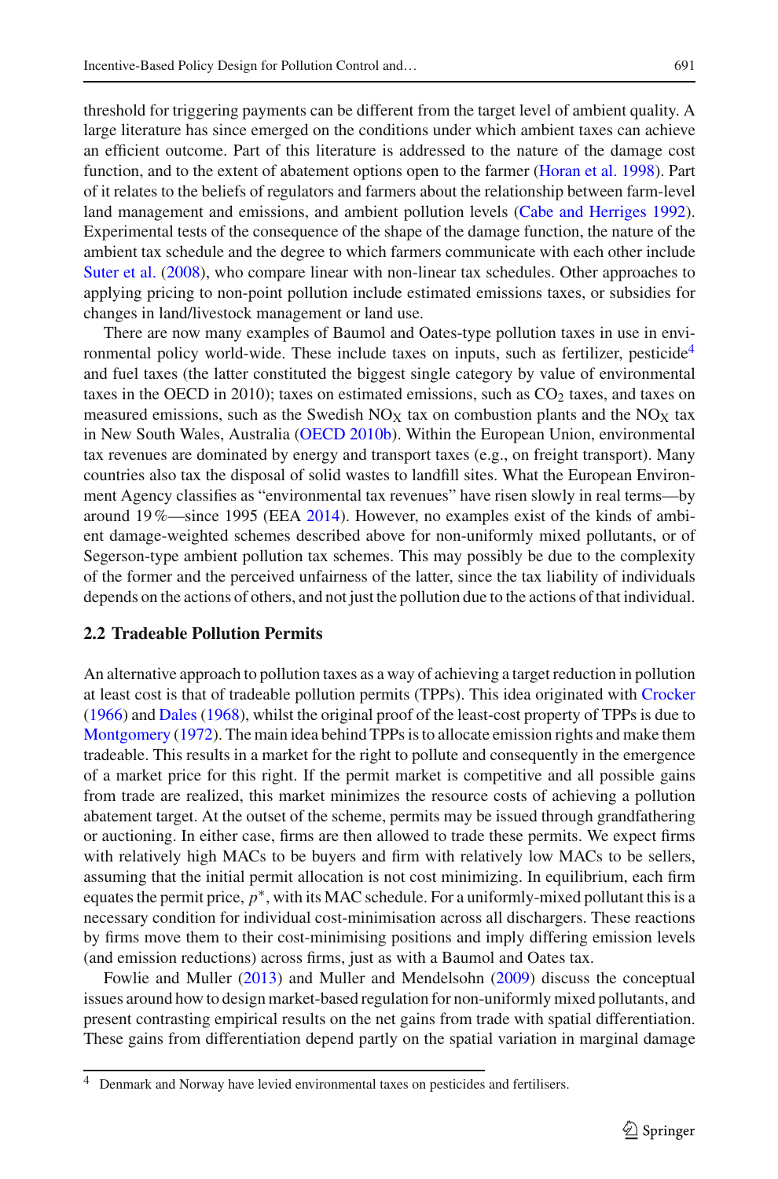threshold for triggering payments can be different from the target level of ambient quality. A large literature has since emerged on the conditions under which ambient taxes can achieve an efficient outcome. Part of this literature is addressed to the nature of the damage cost function, and to the extent of abatement options open to the farmer (Horan et al. 1998). Part of it relates to the beliefs of regulators and farmers about the relationship between farm-level land management and emissions, and ambient pollution levels (Cabe and Herriges 1992). Experimental tests of the consequence of the shape of the damage function, the nature of the ambient tax schedule and the degree to which farmers communicate with each other include Suter et al. (2008), who compare linear with non-linear tax schedules. Other approaches to applying pricing to non-point pollution include estimated emissions taxes, or subsidies for changes in land/livestock management or land use.

There are now many examples of Baumol and Oates-type pollution taxes in use in environmental policy world-wide. These include taxes on inputs, such as fertilizer, pesticide[4] and fuel taxes (the latter constituted the biggest single category by value of environmental taxes in the OECD in 2010); taxes on estimated emissions, such as $CO_2$ taxes, and taxes on measured emissions, such as the Swedish $NO_X$ tax on combustion plants and the $NO_X$ tax in New South Wales, Australia (OECD 2010b). Within the European Union, environmental tax revenues are dominated by energy and transport taxes (e.g., on freight transport). Many countries also tax the disposal of solid wastes to landfill sites. What the European Environment Agency classifies as "environmental tax revenues" have risen slowly in real terms—by around 19 %—since 1995 (EEA 2014). However, no examples exist of the kinds of ambient damage-weighted schemes described above for non-uniformly mixed pollutants, or of Segerson-type ambient pollution tax schemes. This may possibly be due to the complexity of the former and the perceived unfairness of the latter, since the tax liability of individuals depends on the actions of others, and not just the pollution due to the actions of that individual.

### 2.2 Tradeable Pollution Permits

An alternative approach to pollution taxes as a way of achieving a target reduction in pollution at least cost is that of tradeable pollution permits (TPPs). This idea originated with Crocker (1966) and Dales (1968), whilst the original proof of the least-cost property of TPPs is due to Montgomery (1972). The main idea behind TPPs is to allocate emission rights and make them tradeable. This results in a market for the right to pollute and consequently in the emergence of a market price for this right. If the permit market is competitive and all possible gains from trade are realized, this market minimizes the resource costs of achieving a pollution abatement target. At the outset of the scheme, permits may be issued through grandfathering or auctioning. In either case, firms are then allowed to trade these permits. We expect firms with relatively high MACs to be buyers and firm with relatively low MACs to be sellers, assuming that the initial permit allocation is not cost minimizing. In equilibrium, each firm equates the permit price, $p^*$, with its MAC schedule. For a uniformly-mixed pollutant this is a necessary condition for individual cost-minimisation across all dischargers. These reactions by firms move them to their cost-minimising positions and imply differing emission levels (and emission reductions) across firms, just as with a Baumol and Oates tax.

Fowlie and Muller (2013) and Muller and Mendelsohn (2009) discuss the conceptual issues around how to design market-based regulation for non-uniformly mixed pollutants, and present contrasting empirical results on the net gains from trade with spatial differentiation. These gains from differentiation depend partly on the spatial variation in marginal damage

---

[4] Denmark and Norway have levied environmental taxes on pesticides and fertilisers.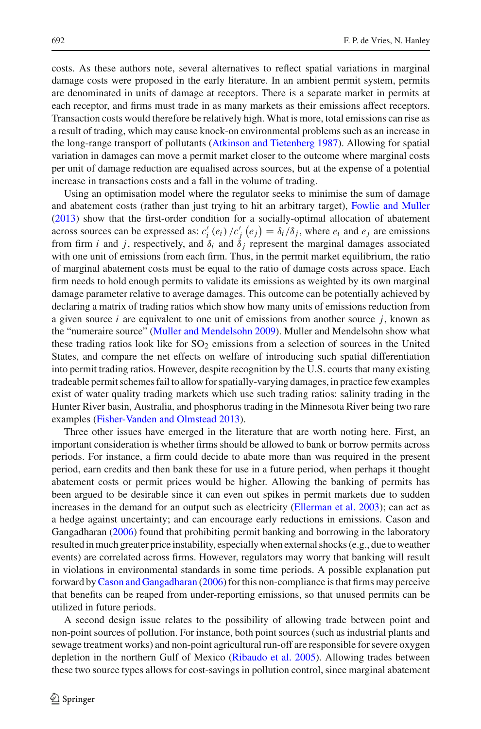costs. As these authors note, several alternatives to reflect spatial variations in marginal damage costs were proposed in the early literature. In an ambient permit system, permits are denominated in units of damage at receptors. There is a separate market in permits at each receptor, and firms must trade in as many markets as their emissions affect receptors. Transaction costs would therefore be relatively high. What is more, total emissions can rise as a result of trading, which may cause knock-on environmental problems such as an increase in the long-range transport of pollutants (Atkinson and Tietenberg 1987). Allowing for spatial variation in damages can move a permit market closer to the outcome where marginal costs per unit of damage reduction are equalised across sources, but at the expense of a potential increase in transactions costs and a fall in the volume of trading.

Using an optimisation model where the regulator seeks to minimise the sum of damage and abatement costs (rather than just trying to hit an arbitrary target), Fowlie and Muller (2013) show that the first-order condition for a socially-optimal allocation of abatement across sources can be expressed as: $c_i'(e_i)/c_j'(e_j) = \delta_i/\delta_j$, where $e_i$ and $e_j$ are emissions from firm $i$ and $j$, respectively, and $\delta_i$ and $\delta_j$ represent the marginal damages associated with one unit of emissions from each firm. Thus, in the permit market equilibrium, the ratio of marginal abatement costs must be equal to the ratio of damage costs across space. Each firm needs to hold enough permits to validate its emissions as weighted by its own marginal damage parameter relative to average damages. This outcome can be potentially achieved by declaring a matrix of trading ratios which show how many units of emissions reduction from a given source $i$ are equivalent to one unit of emissions from another source $j$, known as the "numeraire source" (Muller and Mendelsohn 2009). Muller and Mendelsohn show what these trading ratios look like for $SO_2$ emissions from a selection of sources in the United States, and compare the net effects on welfare of introducing such spatial differentiation into permit trading ratios. However, despite recognition by the U.S. courts that many existing tradeable permit schemes fail to allow for spatially-varying damages, in practice few examples exist of water quality trading markets which use such trading ratios: salinity trading in the Hunter River basin, Australia, and phosphorus trading in the Minnesota River being two rare examples (Fisher-Vanden and Olmstead 2013).

Three other issues have emerged in the literature that are worth noting here. First, an important consideration is whether firms should be allowed to bank or borrow permits across periods. For instance, a firm could decide to abate more than was required in the present period, earn credits and then bank these for use in a future period, when perhaps it thought abatement costs or permit prices would be higher. Allowing the banking of permits has been argued to be desirable since it can even out spikes in permit markets due to sudden increases in the demand for an output such as electricity (Ellerman et al. 2003); can act as a hedge against uncertainty; and can encourage early reductions in emissions. Cason and Gangadharan (2006) found that prohibiting permit banking and borrowing in the laboratory resulted in much greater price instability, especially when external shocks (e.g., due to weather events) are correlated across firms. However, regulators may worry that banking will result in violations in environmental standards in some time periods. A possible explanation put forward by Cason and Gangadharan (2006) for this non-compliance is that firms may perceive that benefits can be reaped from under-reporting emissions, so that unused permits can be utilized in future periods.

A second design issue relates to the possibility of allowing trade between point and non-point sources of pollution. For instance, both point sources (such as industrial plants and sewage treatment works) and non-point agricultural run-off are responsible for severe oxygen depletion in the northern Gulf of Mexico (Ribaudo et al. 2005). Allowing trades between these two source types allows for cost-savings in pollution control, since marginal abatement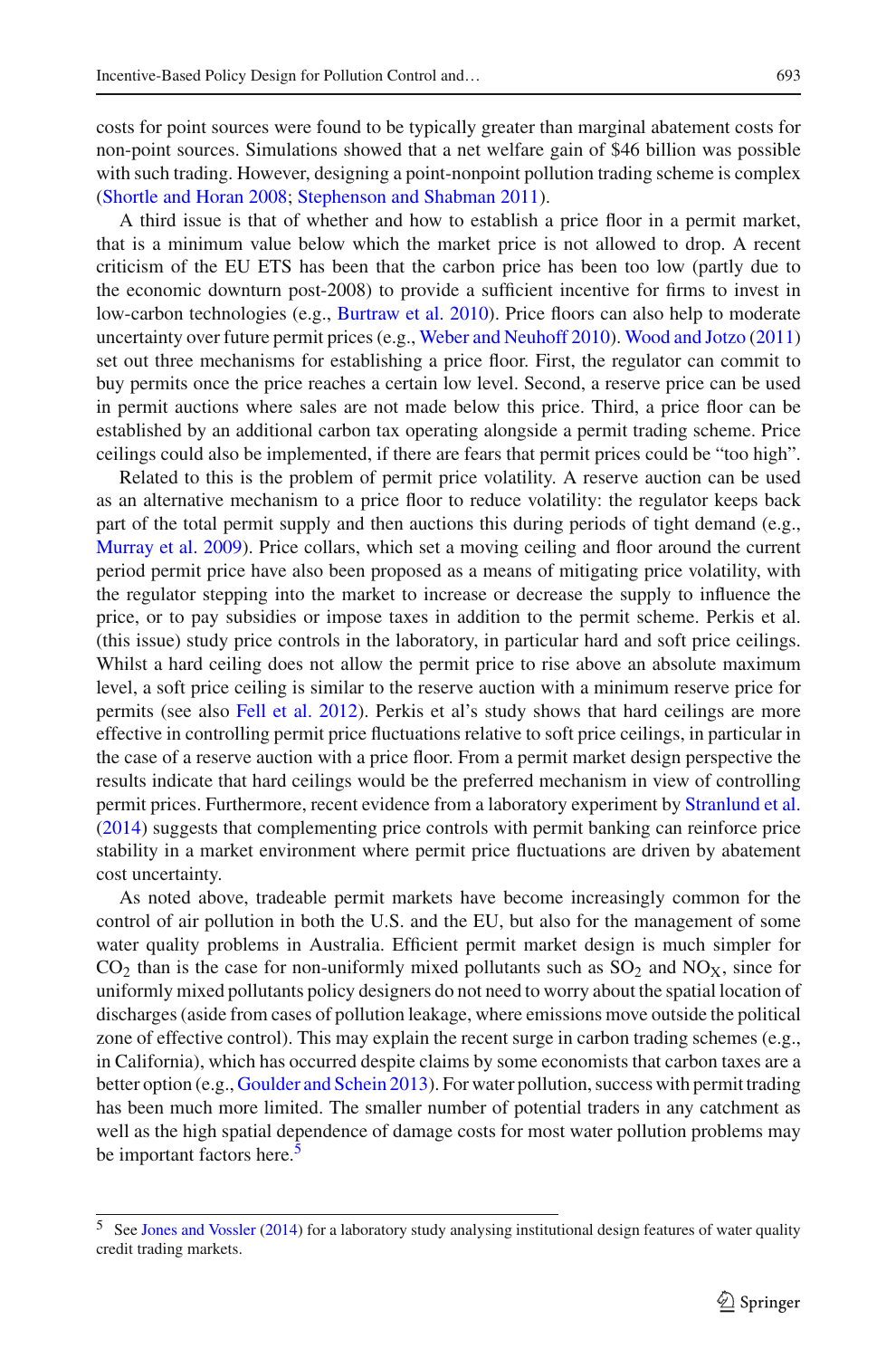costs for point sources were found to be typically greater than marginal abatement costs for non-point sources. Simulations showed that a net welfare gain of $46 billion was possible with such trading. However, designing a point-nonpoint pollution trading scheme is complex (Shortle and Horan 2008; Stephenson and Shabman 2011).

A third issue is that of whether and how to establish a price floor in a permit market, that is a minimum value below which the market price is not allowed to drop. A recent criticism of the EU ETS has been that the carbon price has been too low (partly due to the economic downturn post-2008) to provide a sufficient incentive for firms to invest in low-carbon technologies (e.g., Burtraw et al. 2010). Price floors can also help to moderate uncertainty over future permit prices (e.g., Weber and Neuhoff 2010). Wood and Jotzo (2011) set out three mechanisms for establishing a price floor. First, the regulator can commit to buy permits once the price reaches a certain low level. Second, a reserve price can be used in permit auctions where sales are not made below this price. Third, a price floor can be established by an additional carbon tax operating alongside a permit trading scheme. Price ceilings could also be implemented, if there are fears that permit prices could be "too high".

Related to this is the problem of permit price volatility. A reserve auction can be used as an alternative mechanism to a price floor to reduce volatility: the regulator keeps back part of the total permit supply and then auctions this during periods of tight demand (e.g., Murray et al. 2009). Price collars, which set a moving ceiling and floor around the current period permit price have also been proposed as a means of mitigating price volatility, with the regulator stepping into the market to increase or decrease the supply to influence the price, or to pay subsidies or impose taxes in addition to the permit scheme. Perkis et al. (this issue) study price controls in the laboratory, in particular hard and soft price ceilings. Whilst a hard ceiling does not allow the permit price to rise above an absolute maximum level, a soft price ceiling is similar to the reserve auction with a minimum reserve price for permits (see also Fell et al. 2012). Perkis et al's study shows that hard ceilings are more effective in controlling permit price fluctuations relative to soft price ceilings, in particular in the case of a reserve auction with a price floor. From a permit market design perspective the results indicate that hard ceilings would be the preferred mechanism in view of controlling permit prices. Furthermore, recent evidence from a laboratory experiment by Stranlund et al. (2014) suggests that complementing price controls with permit banking can reinforce price stability in a market environment where permit price fluctuations are driven by abatement cost uncertainty.

As noted above, tradeable permit markets have become increasingly common for the control of air pollution in both the U.S. and the EU, but also for the management of some water quality problems in Australia. Efficient permit market design is much simpler for $CO_2$ than is the case for non-uniformly mixed pollutants such as $SO_2$ and $NO_X$, since for uniformly mixed pollutants policy designers do not need to worry about the spatial location of discharges (aside from cases of pollution leakage, where emissions move outside the political zone of effective control). This may explain the recent surge in carbon trading schemes (e.g., in California), which has occurred despite claims by some economists that carbon taxes are a better option (e.g., Goulder and Schein 2013). For water pollution, success with permit trading has been much more limited. The smaller number of potential traders in any catchment as well as the high spatial dependence of damage costs for most water pollution problems may be important factors here.[5]

[5] See Jones and Vossler (2014) for a laboratory study analysing institutional design features of water quality credit trading markets.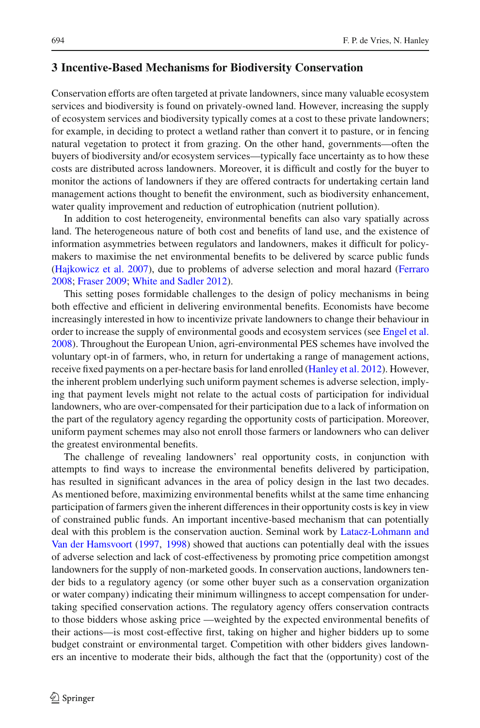## 3 Incentive-Based Mechanisms for Biodiversity Conservation

Conservation efforts are often targeted at private landowners, since many valuable ecosystem services and biodiversity is found on privately-owned land. However, increasing the supply of ecosystem services and biodiversity typically comes at a cost to these private landowners; for example, in deciding to protect a wetland rather than convert it to pasture, or in fencing natural vegetation to protect it from grazing. On the other hand, governments—often the buyers of biodiversity and/or ecosystem services—typically face uncertainty as to how these costs are distributed across landowners. Moreover, it is difficult and costly for the buyer to monitor the actions of landowners if they are offered contracts for undertaking certain land management actions thought to benefit the environment, such as biodiversity enhancement, water quality improvement and reduction of eutrophication (nutrient pollution).

In addition to cost heterogeneity, environmental benefits can also vary spatially across land. The heterogeneous nature of both cost and benefits of land use, and the existence of information asymmetries between regulators and landowners, makes it difficult for policy-makers to maximise the net environmental benefits to be delivered by scarce public funds (Hajkowicz et al. 2007), due to problems of adverse selection and moral hazard (Ferraro 2008; Fraser 2009; White and Sadler 2012).

This setting poses formidable challenges to the design of policy mechanisms in being both effective and efficient in delivering environmental benefits. Economists have become increasingly interested in how to incentivize private landowners to change their behaviour in order to increase the supply of environmental goods and ecosystem services (see Engel et al. 2008). Throughout the European Union, agri-environmental PES schemes have involved the voluntary opt-in of farmers, who, in return for undertaking a range of management actions, receive fixed payments on a per-hectare basis for land enrolled (Hanley et al. 2012). However, the inherent problem underlying such uniform payment schemes is adverse selection, implying that payment levels might not relate to the actual costs of participation for individual landowners, who are over-compensated for their participation due to a lack of information on the part of the regulatory agency regarding the opportunity costs of participation. Moreover, uniform payment schemes may also not enroll those farmers or landowners who can deliver the greatest environmental benefits.

The challenge of revealing landowners' real opportunity costs, in conjunction with attempts to find ways to increase the environmental benefits delivered by participation, has resulted in significant advances in the area of policy design in the last two decades. As mentioned before, maximizing environmental benefits whilst at the same time enhancing participation of farmers given the inherent differences in their opportunity costs is key in view of constrained public funds. An important incentive-based mechanism that can potentially deal with this problem is the conservation auction. Seminal work by Latacz-Lohmann and Van der Hamsvoort (1997, 1998) showed that auctions can potentially deal with the issues of adverse selection and lack of cost-effectiveness by promoting price competition amongst landowners for the supply of non-marketed goods. In conservation auctions, landowners tender bids to a regulatory agency (or some other buyer such as a conservation organization or water company) indicating their minimum willingness to accept compensation for undertaking specified conservation actions. The regulatory agency offers conservation contracts to those bidders whose asking price —weighted by the expected environmental benefits of their actions—is most cost-effective first, taking on higher and higher bidders up to some budget constraint or environmental target. Competition with other bidders gives landowners an incentive to moderate their bids, although the fact that the (opportunity) cost of the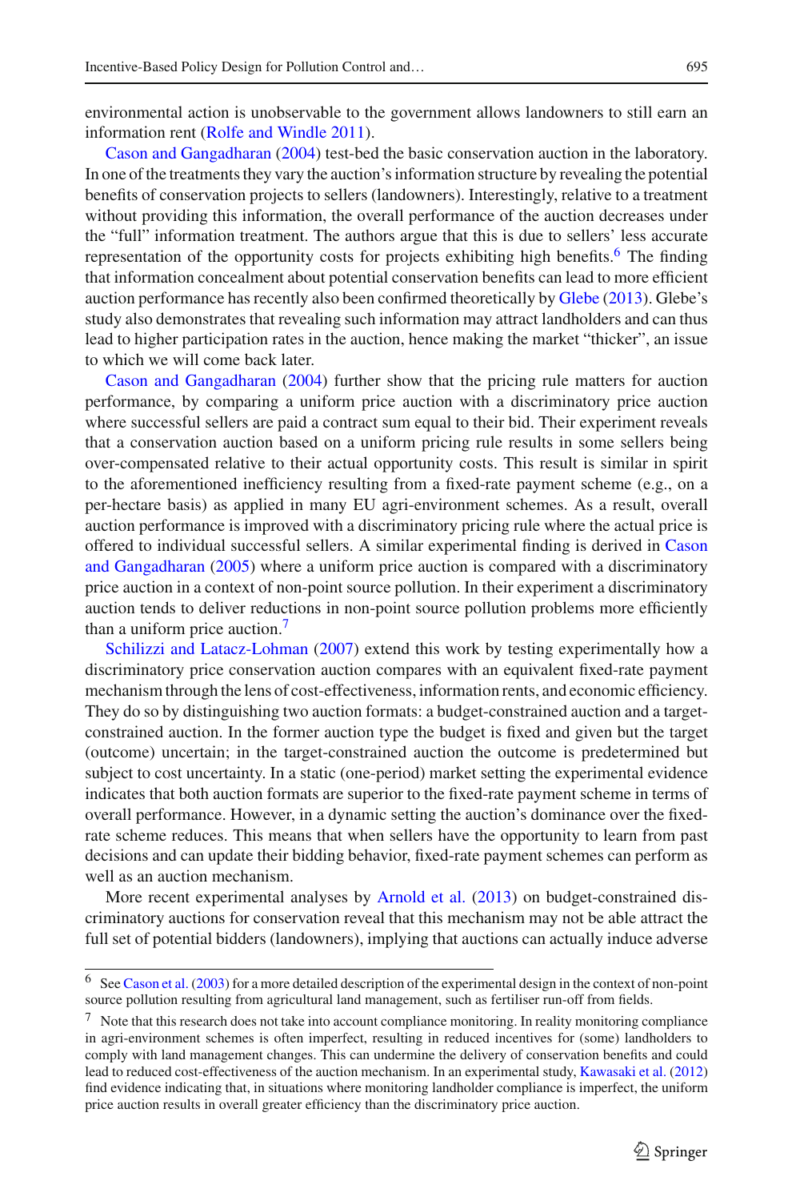environmental action is unobservable to the government allows landowners to still earn an information rent (Rolfe and Windle 2011).

Cason and Gangadharan (2004) test-bed the basic conservation auction in the laboratory. In one of the treatments they vary the auction's information structure by revealing the potential benefits of conservation projects to sellers (landowners). Interestingly, relative to a treatment without providing this information, the overall performance of the auction decreases under the "full" information treatment. The authors argue that this is due to sellers' less accurate representation of the opportunity costs for projects exhibiting high benefits.[6] The finding that information concealment about potential conservation benefits can lead to more efficient auction performance has recently also been confirmed theoretically by Glebe (2013). Glebe's study also demonstrates that revealing such information may attract landholders and can thus lead to higher participation rates in the auction, hence making the market "thicker", an issue to which we will come back later.

Cason and Gangadharan (2004) further show that the pricing rule matters for auction performance, by comparing a uniform price auction with a discriminatory price auction where successful sellers are paid a contract sum equal to their bid. Their experiment reveals that a conservation auction based on a uniform pricing rule results in some sellers being over-compensated relative to their actual opportunity costs. This result is similar in spirit to the aforementioned inefficiency resulting from a fixed-rate payment scheme (e.g., on a per-hectare basis) as applied in many EU agri-environment schemes. As a result, overall auction performance is improved with a discriminatory pricing rule where the actual price is offered to individual successful sellers. A similar experimental finding is derived in Cason and Gangadharan (2005) where a uniform price auction is compared with a discriminatory price auction in a context of non-point source pollution. In their experiment a discriminatory auction tends to deliver reductions in non-point source pollution problems more efficiently than a uniform price auction.[7]

Schilizzi and Latacz-Lohman (2007) extend this work by testing experimentally how a discriminatory price conservation auction compares with an equivalent fixed-rate payment mechanism through the lens of cost-effectiveness, information rents, and economic efficiency. They do so by distinguishing two auction formats: a budget-constrained auction and a target-constrained auction. In the former auction type the budget is fixed and given but the target (outcome) uncertain; in the target-constrained auction the outcome is predetermined but subject to cost uncertainty. In a static (one-period) market setting the experimental evidence indicates that both auction formats are superior to the fixed-rate payment scheme in terms of overall performance. However, in a dynamic setting the auction's dominance over the fixed-rate scheme reduces. This means that when sellers have the opportunity to learn from past decisions and can update their bidding behavior, fixed-rate payment schemes can perform as well as an auction mechanism.

More recent experimental analyses by Arnold et al. (2013) on budget-constrained discriminatory auctions for conservation reveal that this mechanism may not be able attract the full set of potential bidders (landowners), implying that auctions can actually induce adverse

---

[6] See Cason et al. (2003) for a more detailed description of the experimental design in the context of non-point source pollution resulting from agricultural land management, such as fertiliser run-off from fields.

[7] Note that this research does not take into account compliance monitoring. In reality monitoring compliance in agri-environment schemes is often imperfect, resulting in reduced incentives for (some) landholders to comply with land management changes. This can undermine the delivery of conservation benefits and could lead to reduced cost-effectiveness of the auction mechanism. In an experimental study, Kawasaki et al. (2012) find evidence indicating that, in situations where monitoring landholder compliance is imperfect, the uniform price auction results in overall greater efficiency than the discriminatory price auction.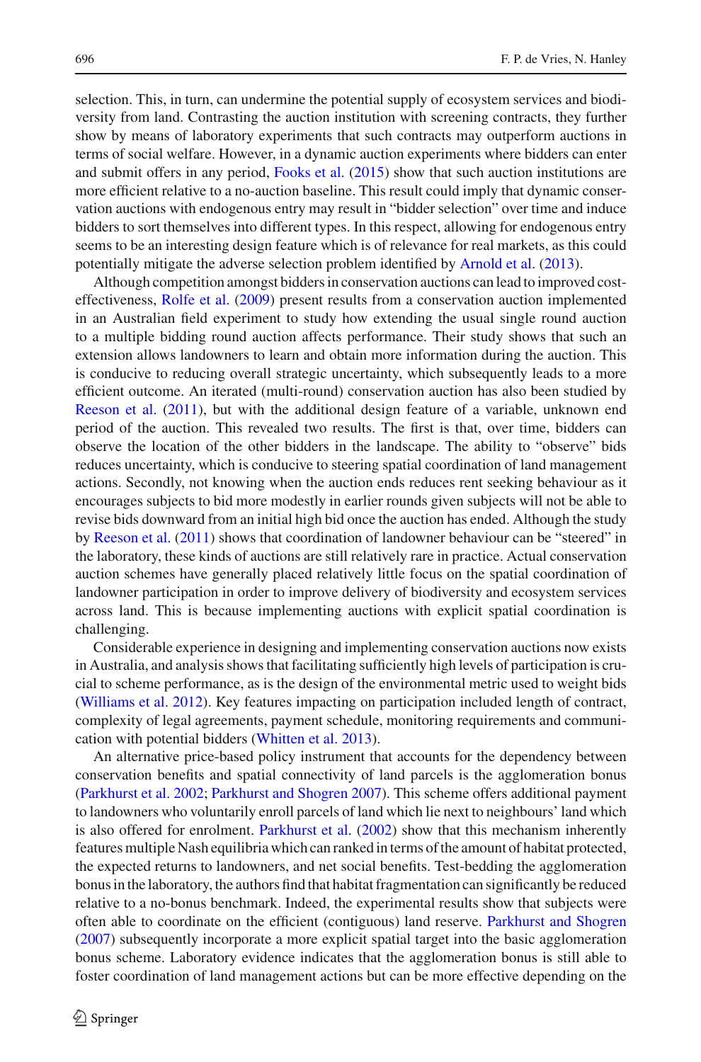selection. This, in turn, can undermine the potential supply of ecosystem services and biodiversity from land. Contrasting the auction institution with screening contracts, they further show by means of laboratory experiments that such contracts may outperform auctions in terms of social welfare. However, in a dynamic auction experiments where bidders can enter and submit offers in any period, Fooks et al. (2015) show that such auction institutions are more efficient relative to a no-auction baseline. This result could imply that dynamic conservation auctions with endogenous entry may result in "bidder selection" over time and induce bidders to sort themselves into different types. In this respect, allowing for endogenous entry seems to be an interesting design feature which is of relevance for real markets, as this could potentially mitigate the adverse selection problem identified by Arnold et al. (2013).

Although competition amongst bidders in conservation auctions can lead to improved cost-effectiveness, Rolfe et al. (2009) present results from a conservation auction implemented in an Australian field experiment to study how extending the usual single round auction to a multiple bidding round auction affects performance. Their study shows that such an extension allows landowners to learn and obtain more information during the auction. This is conducive to reducing overall strategic uncertainty, which subsequently leads to a more efficient outcome. An iterated (multi-round) conservation auction has also been studied by Reeson et al. (2011), but with the additional design feature of a variable, unknown end period of the auction. This revealed two results. The first is that, over time, bidders can observe the location of the other bidders in the landscape. The ability to "observe" bids reduces uncertainty, which is conducive to steering spatial coordination of land management actions. Secondly, not knowing when the auction ends reduces rent seeking behaviour as it encourages subjects to bid more modestly in earlier rounds given subjects will not be able to revise bids downward from an initial high bid once the auction has ended. Although the study by Reeson et al. (2011) shows that coordination of landowner behaviour can be "steered" in the laboratory, these kinds of auctions are still relatively rare in practice. Actual conservation auction schemes have generally placed relatively little focus on the spatial coordination of landowner participation in order to improve delivery of biodiversity and ecosystem services across land. This is because implementing auctions with explicit spatial coordination is challenging.

Considerable experience in designing and implementing conservation auctions now exists in Australia, and analysis shows that facilitating sufficiently high levels of participation is crucial to scheme performance, as is the design of the environmental metric used to weight bids (Williams et al. 2012). Key features impacting on participation included length of contract, complexity of legal agreements, payment schedule, monitoring requirements and communication with potential bidders (Whitten et al. 2013).

An alternative price-based policy instrument that accounts for the dependency between conservation benefits and spatial connectivity of land parcels is the agglomeration bonus (Parkhurst et al. 2002; Parkhurst and Shogren 2007). This scheme offers additional payment to landowners who voluntarily enroll parcels of land which lie next to neighbours' land which is also offered for enrolment. Parkhurst et al. (2002) show that this mechanism inherently features multiple Nash equilibria which can ranked in terms of the amount of habitat protected, the expected returns to landowners, and net social benefits. Test-bedding the agglomeration bonus in the laboratory, the authors find that habitat fragmentation can significantly be reduced relative to a no-bonus benchmark. Indeed, the experimental results show that subjects were often able to coordinate on the efficient (contiguous) land reserve. Parkhurst and Shogren (2007) subsequently incorporate a more explicit spatial target into the basic agglomeration bonus scheme. Laboratory evidence indicates that the agglomeration bonus is still able to foster coordination of land management actions but can be more effective depending on the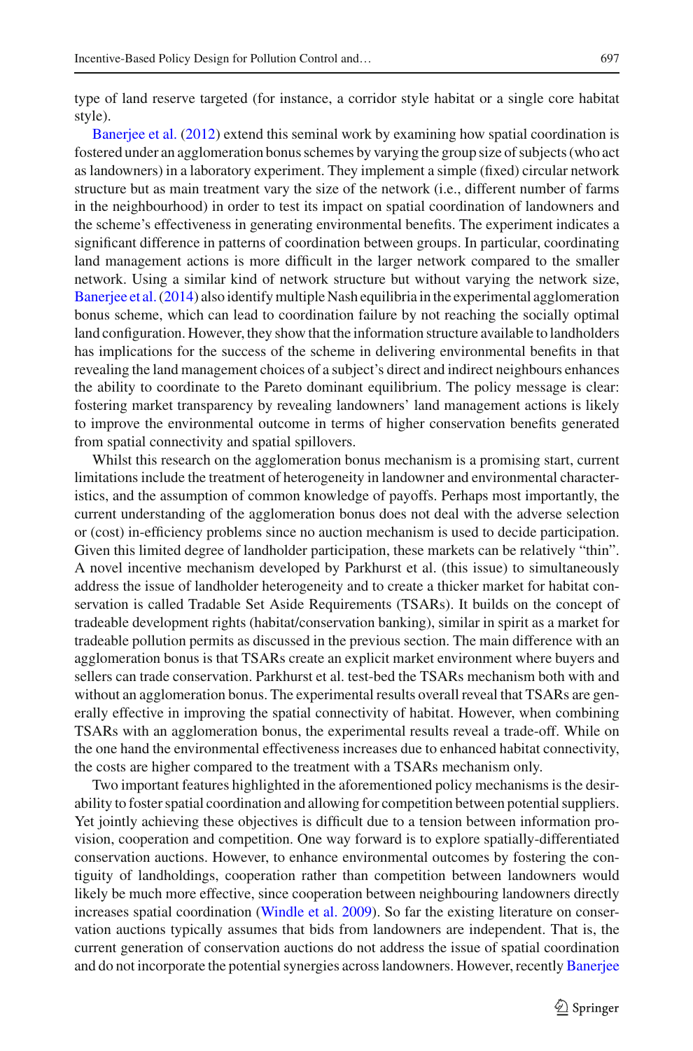type of land reserve targeted (for instance, a corridor style habitat or a single core habitat style).

Banerjee et al. (2012) extend this seminal work by examining how spatial coordination is fostered under an agglomeration bonus schemes by varying the group size of subjects (who act as landowners) in a laboratory experiment. They implement a simple (fixed) circular network structure but as main treatment vary the size of the network (i.e., different number of farms in the neighbourhood) in order to test its impact on spatial coordination of landowners and the scheme's effectiveness in generating environmental benefits. The experiment indicates a significant difference in patterns of coordination between groups. In particular, coordinating land management actions is more difficult in the larger network compared to the smaller network. Using a similar kind of network structure but without varying the network size, Banerjee et al. (2014) also identify multiple Nash equilibria in the experimental agglomeration bonus scheme, which can lead to coordination failure by not reaching the socially optimal land configuration. However, they show that the information structure available to landholders has implications for the success of the scheme in delivering environmental benefits in that revealing the land management choices of a subject's direct and indirect neighbours enhances the ability to coordinate to the Pareto dominant equilibrium. The policy message is clear: fostering market transparency by revealing landowners' land management actions is likely to improve the environmental outcome in terms of higher conservation benefits generated from spatial connectivity and spatial spillovers.

Whilst this research on the agglomeration bonus mechanism is a promising start, current limitations include the treatment of heterogeneity in landowner and environmental characteristics, and the assumption of common knowledge of payoffs. Perhaps most importantly, the current understanding of the agglomeration bonus does not deal with the adverse selection or (cost) in-efficiency problems since no auction mechanism is used to decide participation. Given this limited degree of landholder participation, these markets can be relatively "thin". A novel incentive mechanism developed by Parkhurst et al. (this issue) to simultaneously address the issue of landholder heterogeneity and to create a thicker market for habitat conservation is called Tradable Set Aside Requirements (TSARs). It builds on the concept of tradeable development rights (habitat/conservation banking), similar in spirit as a market for tradeable pollution permits as discussed in the previous section. The main difference with an agglomeration bonus is that TSARs create an explicit market environment where buyers and sellers can trade conservation. Parkhurst et al. test-bed the TSARs mechanism both with and without an agglomeration bonus. The experimental results overall reveal that TSARs are generally effective in improving the spatial connectivity of habitat. However, when combining TSARs with an agglomeration bonus, the experimental results reveal a trade-off. While on the one hand the environmental effectiveness increases due to enhanced habitat connectivity, the costs are higher compared to the treatment with a TSARs mechanism only.

Two important features highlighted in the aforementioned policy mechanisms is the desirability to foster spatial coordination and allowing for competition between potential suppliers. Yet jointly achieving these objectives is difficult due to a tension between information provision, cooperation and competition. One way forward is to explore spatially-differentiated conservation auctions. However, to enhance environmental outcomes by fostering the contiguity of landholdings, cooperation rather than competition between landowners would likely be much more effective, since cooperation between neighbouring landowners directly increases spatial coordination (Windle et al. 2009). So far the existing literature on conservation auctions typically assumes that bids from landowners are independent. That is, the current generation of conservation auctions do not address the issue of spatial coordination and do not incorporate the potential synergies across landowners. However, recently Banerjee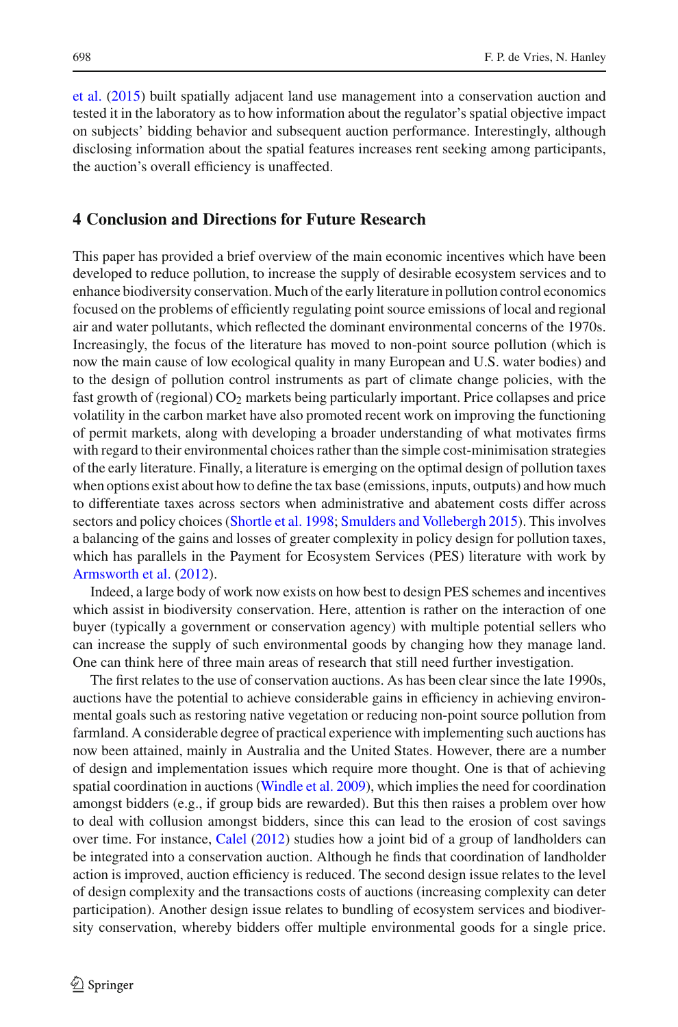et al. (2015) built spatially adjacent land use management into a conservation auction and tested it in the laboratory as to how information about the regulator's spatial objective impact on subjects' bidding behavior and subsequent auction performance. Interestingly, although disclosing information about the spatial features increases rent seeking among participants, the auction's overall efficiency is unaffected.

## 4 Conclusion and Directions for Future Research

This paper has provided a brief overview of the main economic incentives which have been developed to reduce pollution, to increase the supply of desirable ecosystem services and to enhance biodiversity conservation. Much of the early literature in pollution control economics focused on the problems of efficiently regulating point source emissions of local and regional air and water pollutants, which reflected the dominant environmental concerns of the 1970s. Increasingly, the focus of the literature has moved to non-point source pollution (which is now the main cause of low ecological quality in many European and U.S. water bodies) and to the design of pollution control instruments as part of climate change policies, with the fast growth of (regional) $CO_2$ markets being particularly important. Price collapses and price volatility in the carbon market have also promoted recent work on improving the functioning of permit markets, along with developing a broader understanding of what motivates firms with regard to their environmental choices rather than the simple cost-minimisation strategies of the early literature. Finally, a literature is emerging on the optimal design of pollution taxes when options exist about how to define the tax base (emissions, inputs, outputs) and how much to differentiate taxes across sectors when administrative and abatement costs differ across sectors and policy choices (Shortle et al. 1998; Smulders and Vollebergh 2015). This involves a balancing of the gains and losses of greater complexity in policy design for pollution taxes, which has parallels in the Payment for Ecosystem Services (PES) literature with work by Armsworth et al. (2012).

Indeed, a large body of work now exists on how best to design PES schemes and incentives which assist in biodiversity conservation. Here, attention is rather on the interaction of one buyer (typically a government or conservation agency) with multiple potential sellers who can increase the supply of such environmental goods by changing how they manage land. One can think here of three main areas of research that still need further investigation.

The first relates to the use of conservation auctions. As has been clear since the late 1990s, auctions have the potential to achieve considerable gains in efficiency in achieving environmental goals such as restoring native vegetation or reducing non-point source pollution from farmland. A considerable degree of practical experience with implementing such auctions has now been attained, mainly in Australia and the United States. However, there are a number of design and implementation issues which require more thought. One is that of achieving spatial coordination in auctions (Windle et al. 2009), which implies the need for coordination amongst bidders (e.g., if group bids are rewarded). But this then raises a problem over how to deal with collusion amongst bidders, since this can lead to the erosion of cost savings over time. For instance, Calel (2012) studies how a joint bid of a group of landholders can be integrated into a conservation auction. Although he finds that coordination of landholder action is improved, auction efficiency is reduced. The second design issue relates to the level of design complexity and the transactions costs of auctions (increasing complexity can deter participation). Another design issue relates to bundling of ecosystem services and biodiversity conservation, whereby bidders offer multiple environmental goods for a single price.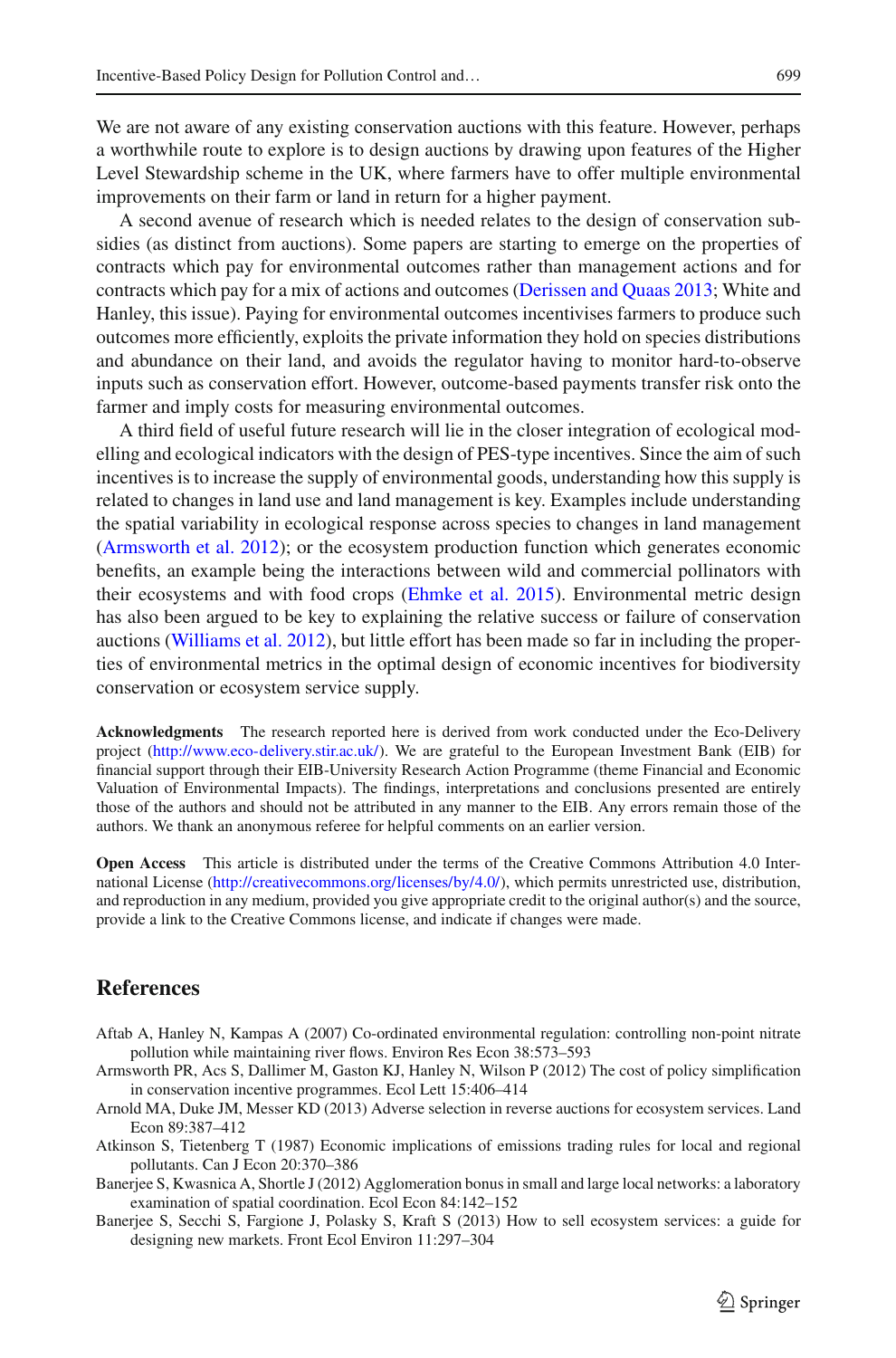We are not aware of any existing conservation auctions with this feature. However, perhaps a worthwhile route to explore is to design auctions by drawing upon features of the Higher Level Stewardship scheme in the UK, where farmers have to offer multiple environmental improvements on their farm or land in return for a higher payment.

A second avenue of research which is needed relates to the design of conservation subsidies (as distinct from auctions). Some papers are starting to emerge on the properties of contracts which pay for environmental outcomes rather than management actions and for contracts which pay for a mix of actions and outcomes (Derissen and Quaas 2013; White and Hanley, this issue). Paying for environmental outcomes incentivises farmers to produce such outcomes more efficiently, exploits the private information they hold on species distributions and abundance on their land, and avoids the regulator having to monitor hard-to-observe inputs such as conservation effort. However, outcome-based payments transfer risk onto the farmer and imply costs for measuring environmental outcomes.

A third field of useful future research will lie in the closer integration of ecological modelling and ecological indicators with the design of PES-type incentives. Since the aim of such incentives is to increase the supply of environmental goods, understanding how this supply is related to changes in land use and land management is key. Examples include understanding the spatial variability in ecological response across species to changes in land management (Armsworth et al. 2012); or the ecosystem production function which generates economic benefits, an example being the interactions between wild and commercial pollinators with their ecosystems and with food crops (Ehmke et al. 2015). Environmental metric design has also been argued to be key to explaining the relative success or failure of conservation auctions (Williams et al. 2012), but little effort has been made so far in including the properties of environmental metrics in the optimal design of economic incentives for biodiversity conservation or ecosystem service supply.

**Acknowledgments** The research reported here is derived from work conducted under the Eco-Delivery project (http://www.eco-delivery.stir.ac.uk/). We are grateful to the European Investment Bank (EIB) for financial support through their EIB-University Research Action Programme (theme Financial and Economic Valuation of Environmental Impacts). The findings, interpretations and conclusions presented are entirely those of the authors and should not be attributed in any manner to the EIB. Any errors remain those of the authors. We thank an anonymous referee for helpful comments on an earlier version.

**Open Access** This article is distributed under the terms of the Creative Commons Attribution 4.0 International License (http://creativecommons.org/licenses/by/4.0/), which permits unrestricted use, distribution, and reproduction in any medium, provided you give appropriate credit to the original author(s) and the source, provide a link to the Creative Commons license, and indicate if changes were made.

## References

Aftab A, Hanley N, Kampas A (2007) Co-ordinated environmental regulation: controlling non-point nitrate pollution while maintaining river flows. Environ Res Econ 38:573–593

Armsworth PR, Acs S, Dallimer M, Gaston KJ, Hanley N, Wilson P (2012) The cost of policy simplification in conservation incentive programmes. Ecol Lett 15:406–414

Arnold MA, Duke JM, Messer KD (2013) Adverse selection in reverse auctions for ecosystem services. Land Econ 89:387–412

Atkinson S, Tietenberg T (1987) Economic implications of emissions trading rules for local and regional pollutants. Can J Econ 20:370–386

Banerjee S, Kwasnica A, Shortle J (2012) Agglomeration bonus in small and large local networks: a laboratory examination of spatial coordination. Ecol Econ 84:142–152

Banerjee S, Secchi S, Fargione J, Polasky S, Kraft S (2013) How to sell ecosystem services: a guide for designing new markets. Front Ecol Environ 11:297–304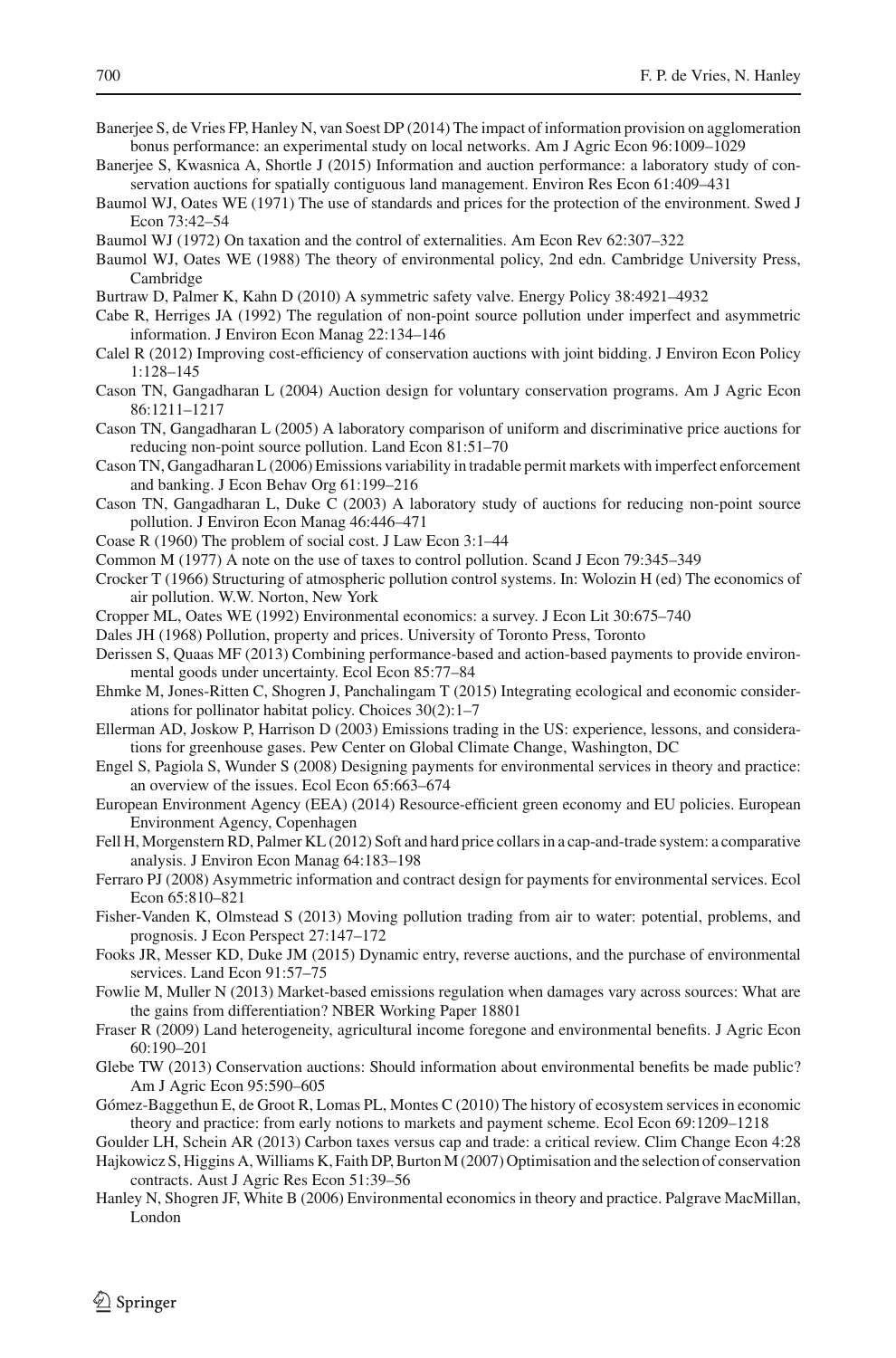Banerjee S, de Vries FP, Hanley N, van Soest DP (2014) The impact of information provision on agglomeration bonus performance: an experimental study on local networks. Am J Agric Econ 96:1009–1029

Banerjee S, Kwasnica A, Shortle J (2015) Information and auction performance: a laboratory study of conservation auctions for spatially contiguous land management. Environ Res Econ 61:409–431

Baumol WJ, Oates WE (1971) The use of standards and prices for the protection of the environment. Swed J Econ 73:42–54

Baumol WJ (1972) On taxation and the control of externalities. Am Econ Rev 62:307–322

Baumol WJ, Oates WE (1988) The theory of environmental policy, 2nd edn. Cambridge University Press, Cambridge

Burtraw D, Palmer K, Kahn D (2010) A symmetric safety valve. Energy Policy 38:4921–4932

Cabe R, Herriges JA (1992) The regulation of non-point source pollution under imperfect and asymmetric information. J Environ Econ Manag 22:134–146

Calel R (2012) Improving cost-efficiency of conservation auctions with joint bidding. J Environ Econ Policy 1:128–145

Cason TN, Gangadharan L (2004) Auction design for voluntary conservation programs. Am J Agric Econ 86:1211–1217

Cason TN, Gangadharan L (2005) A laboratory comparison of uniform and discriminative price auctions for reducing non-point source pollution. Land Econ 81:51–70

Cason TN, Gangadharan L (2006) Emissions variability in tradable permit markets with imperfect enforcement and banking. J Econ Behav Org 61:199–216

Cason TN, Gangadharan L, Duke C (2003) A laboratory study of auctions for reducing non-point source pollution. J Environ Econ Manag 46:446–471

Coase R (1960) The problem of social cost. J Law Econ 3:1–44

Common M (1977) A note on the use of taxes to control pollution. Scand J Econ 79:345–349

Crocker T (1966) Structuring of atmospheric pollution control systems. In: Wolozin H (ed) The economics of air pollution. W.W. Norton, New York

Cropper ML, Oates WE (1992) Environmental economics: a survey. J Econ Lit 30:675–740

Dales JH (1968) Pollution, property and prices. University of Toronto Press, Toronto

Derissen S, Quaas MF (2013) Combining performance-based and action-based payments to provide environmental goods under uncertainty. Ecol Econ 85:77–84

Ehmke M, Jones-Ritten C, Shogren J, Panchalingam T (2015) Integrating ecological and economic considerations for pollinator habitat policy. Choices 30(2):1–7

Ellerman AD, Joskow P, Harrison D (2003) Emissions trading in the US: experience, lessons, and considerations for greenhouse gases. Pew Center on Global Climate Change, Washington, DC

Engel S, Pagiola S, Wunder S (2008) Designing payments for environmental services in theory and practice: an overview of the issues. Ecol Econ 65:663–674

European Environment Agency (EEA) (2014) Resource-efficient green economy and EU policies. European Environment Agency, Copenhagen

Fell H, Morgenstern RD, Palmer KL (2012) Soft and hard price collars in a cap-and-trade system: a comparative analysis. J Environ Econ Manag 64:183–198

Ferraro PJ (2008) Asymmetric information and contract design for payments for environmental services. Ecol Econ 65:810–821

Fisher-Vanden K, Olmstead S (2013) Moving pollution trading from air to water: potential, problems, and prognosis. J Econ Perspect 27:147–172

Fooks JR, Messer KD, Duke JM (2015) Dynamic entry, reverse auctions, and the purchase of environmental services. Land Econ 91:57–75

Fowlie M, Muller N (2013) Market-based emissions regulation when damages vary across sources: What are the gains from differentiation? NBER Working Paper 18801

Fraser R (2009) Land heterogeneity, agricultural income foregone and environmental benefits. J Agric Econ 60:190–201

Glebe TW (2013) Conservation auctions: Should information about environmental benefits be made public? Am J Agric Econ 95:590–605

Gómez-Baggethun E, de Groot R, Lomas PL, Montes C (2010) The history of ecosystem services in economic theory and practice: from early notions to markets and payment scheme. Ecol Econ 69:1209–1218

Goulder LH, Schein AR (2013) Carbon taxes versus cap and trade: a critical review. Clim Change Econ 4:28

Hajkowicz S, Higgins A, Williams K, Faith DP, Burton M (2007) Optimisation and the selection of conservation contracts. Aust J Agric Res Econ 51:39–56

Hanley N, Shogren JF, White B (2006) Environmental economics in theory and practice. Palgrave MacMillan, London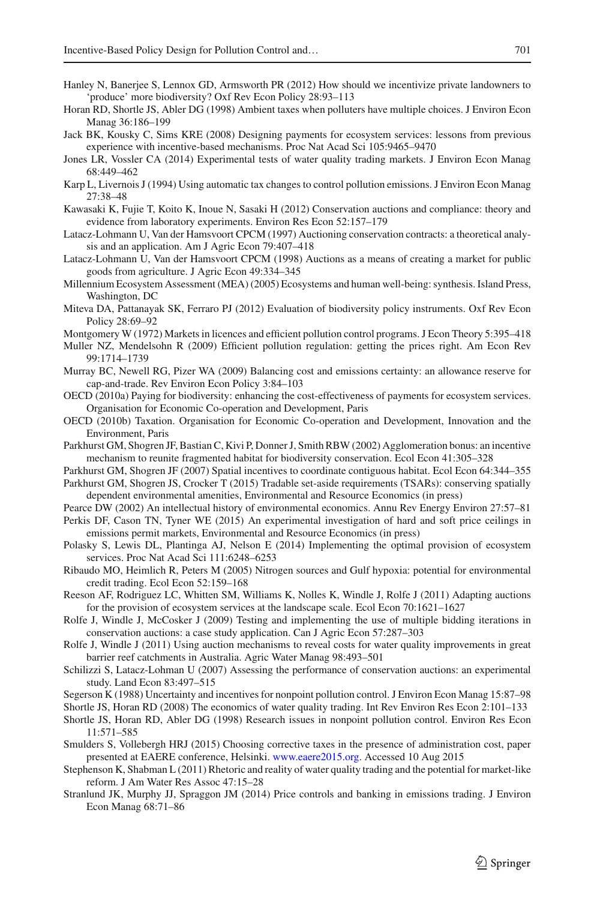Hanley N, Banerjee S, Lennox GD, Armsworth PR (2012) How should we incentivize private landowners to 'produce' more biodiversity? Oxf Rev Econ Policy 28:93–113

Horan RD, Shortle JS, Abler DG (1998) Ambient taxes when polluters have multiple choices. J Environ Econ Manag 36:186–199

Jack BK, Kousky C, Sims KRE (2008) Designing payments for ecosystem services: lessons from previous experience with incentive-based mechanisms. Proc Nat Acad Sci 105:9465–9470

Jones LR, Vossler CA (2014) Experimental tests of water quality trading markets. J Environ Econ Manag 68:449–462

Karp L, Livernois J (1994) Using automatic tax changes to control pollution emissions. J Environ Econ Manag 27:38–48

Kawasaki K, Fujie T, Koito K, Inoue N, Sasaki H (2012) Conservation auctions and compliance: theory and evidence from laboratory experiments. Environ Res Econ 52:157–179

Latacz-Lohmann U, Van der Hamsvoort CPCM (1997) Auctioning conservation contracts: a theoretical analysis and an application. Am J Agric Econ 79:407–418

Latacz-Lohmann U, Van der Hamsvoort CPCM (1998) Auctions as a means of creating a market for public goods from agriculture. J Agric Econ 49:334–345

Millennium Ecosystem Assessment (MEA) (2005) Ecosystems and human well-being: synthesis. Island Press, Washington, DC

Miteva DA, Pattanayak SK, Ferraro PJ (2012) Evaluation of biodiversity policy instruments. Oxf Rev Econ Policy 28:69–92

Montgomery W (1972) Markets in licences and efficient pollution control programs. J Econ Theory 5:395–418

Muller NZ, Mendelsohn R (2009) Efficient pollution regulation: getting the prices right. Am Econ Rev 99:1714–1739

Murray BC, Newell RG, Pizer WA (2009) Balancing cost and emissions certainty: an allowance reserve for cap-and-trade. Rev Environ Econ Policy 3:84–103

OECD (2010a) Paying for biodiversity: enhancing the cost-effectiveness of payments for ecosystem services. Organisation for Economic Co-operation and Development, Paris

OECD (2010b) Taxation. Organisation for Economic Co-operation and Development, Innovation and the Environment, Paris

Parkhurst GM, Shogren JF, Bastian C, Kivi P, Donner J, Smith RBW (2002) Agglomeration bonus: an incentive mechanism to reunite fragmented habitat for biodiversity conservation. Ecol Econ 41:305–328

Parkhurst GM, Shogren JF (2007) Spatial incentives to coordinate contiguous habitat. Ecol Econ 64:344–355

Parkhurst GM, Shogren JS, Crocker T (2015) Tradable set-aside requirements (TSARs): conserving spatially dependent environmental amenities, Environmental and Resource Economics (in press)

Pearce DW (2002) An intellectual history of environmental economics. Annu Rev Energy Environ 27:57–81

Perkis DF, Cason TN, Tyner WE (2015) An experimental investigation of hard and soft price ceilings in emissions permit markets, Environmental and Resource Economics (in press)

Polasky S, Lewis DL, Plantinga AJ, Nelson E (2014) Implementing the optimal provision of ecosystem services. Proc Nat Acad Sci 111:6248–6253

Ribaudo MO, Heimlich R, Peters M (2005) Nitrogen sources and Gulf hypoxia: potential for environmental credit trading. Ecol Econ 52:159–168

Reeson AF, Rodriguez LC, Whitten SM, Williams K, Nolles K, Windle J, Rolfe J (2011) Adapting auctions for the provision of ecosystem services at the landscape scale. Ecol Econ 70:1621–1627

Rolfe J, Windle J, McCosker J (2009) Testing and implementing the use of multiple bidding iterations in conservation auctions: a case study application. Can J Agric Econ 57:287–303

Rolfe J, Windle J (2011) Using auction mechanisms to reveal costs for water quality improvements in great barrier reef catchments in Australia. Agric Water Manag 98:493–501

Schilizzi S, Latacz-Lohman U (2007) Assessing the performance of conservation auctions: an experimental study. Land Econ 83:497–515

Segerson K (1988) Uncertainty and incentives for nonpoint pollution control. J Environ Econ Manag 15:87–98

Shortle JS, Horan RD (2008) The economics of water quality trading. Int Rev Environ Res Econ 2:101–133

Shortle JS, Horan RD, Abler DG (1998) Research issues in nonpoint pollution control. Environ Res Econ 11:571–585

Smulders S, Vollebergh HRJ (2015) Choosing corrective taxes in the presence of administration cost, paper presented at EAERE conference, Helsinki. www.eaere2015.org. Accessed 10 Aug 2015

Stephenson K, Shabman L (2011) Rhetoric and reality of water quality trading and the potential for market-like reform. J Am Water Res Assoc 47:15–28

Stranlund JK, Murphy JJ, Spraggon JM (2014) Price controls and banking in emissions trading. J Environ Econ Manag 68:71–86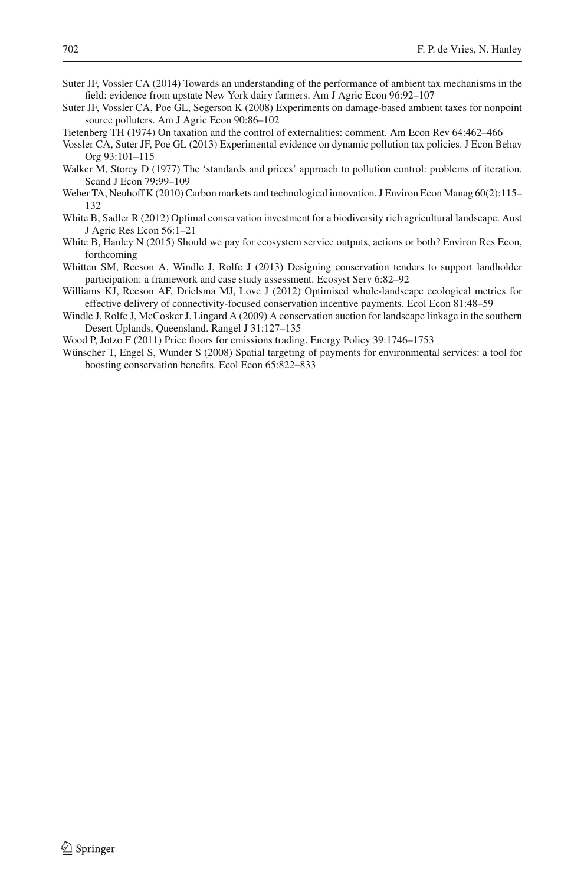Suter JF, Vossler CA (2014) Towards an understanding of the performance of ambient tax mechanisms in the field: evidence from upstate New York dairy farmers. Am J Agric Econ 96:92–107

Suter JF, Vossler CA, Poe GL, Segerson K (2008) Experiments on damage-based ambient taxes for nonpoint source polluters. Am J Agric Econ 90:86–102

Tietenberg TH (1974) On taxation and the control of externalities: comment. Am Econ Rev 64:462–466

Vossler CA, Suter JF, Poe GL (2013) Experimental evidence on dynamic pollution tax policies. J Econ Behav Org 93:101–115

Walker M, Storey D (1977) The 'standards and prices' approach to pollution control: problems of iteration. Scand J Econ 79:99–109

Weber TA, Neuhoff K (2010) Carbon markets and technological innovation. J Environ Econ Manag 60(2):115–132

White B, Sadler R (2012) Optimal conservation investment for a biodiversity rich agricultural landscape. Aust J Agric Res Econ 56:1–21

White B, Hanley N (2015) Should we pay for ecosystem service outputs, actions or both? Environ Res Econ, forthcoming

Whitten SM, Reeson A, Windle J, Rolfe J (2013) Designing conservation tenders to support landholder participation: a framework and case study assessment. Ecosyst Serv 6:82–92

Williams KJ, Reeson AF, Drielsma MJ, Love J (2012) Optimised whole-landscape ecological metrics for effective delivery of connectivity-focused conservation incentive payments. Ecol Econ 81:48–59

Windle J, Rolfe J, McCosker J, Lingard A (2009) A conservation auction for landscape linkage in the southern Desert Uplands, Queensland. Rangel J 31:127–135

Wood P, Jotzo F (2011) Price floors for emissions trading. Energy Policy 39:1746–1753

Wünscher T, Engel S, Wunder S (2008) Spatial targeting of payments for environmental services: a tool for boosting conservation benefits. Ecol Econ 65:822–833